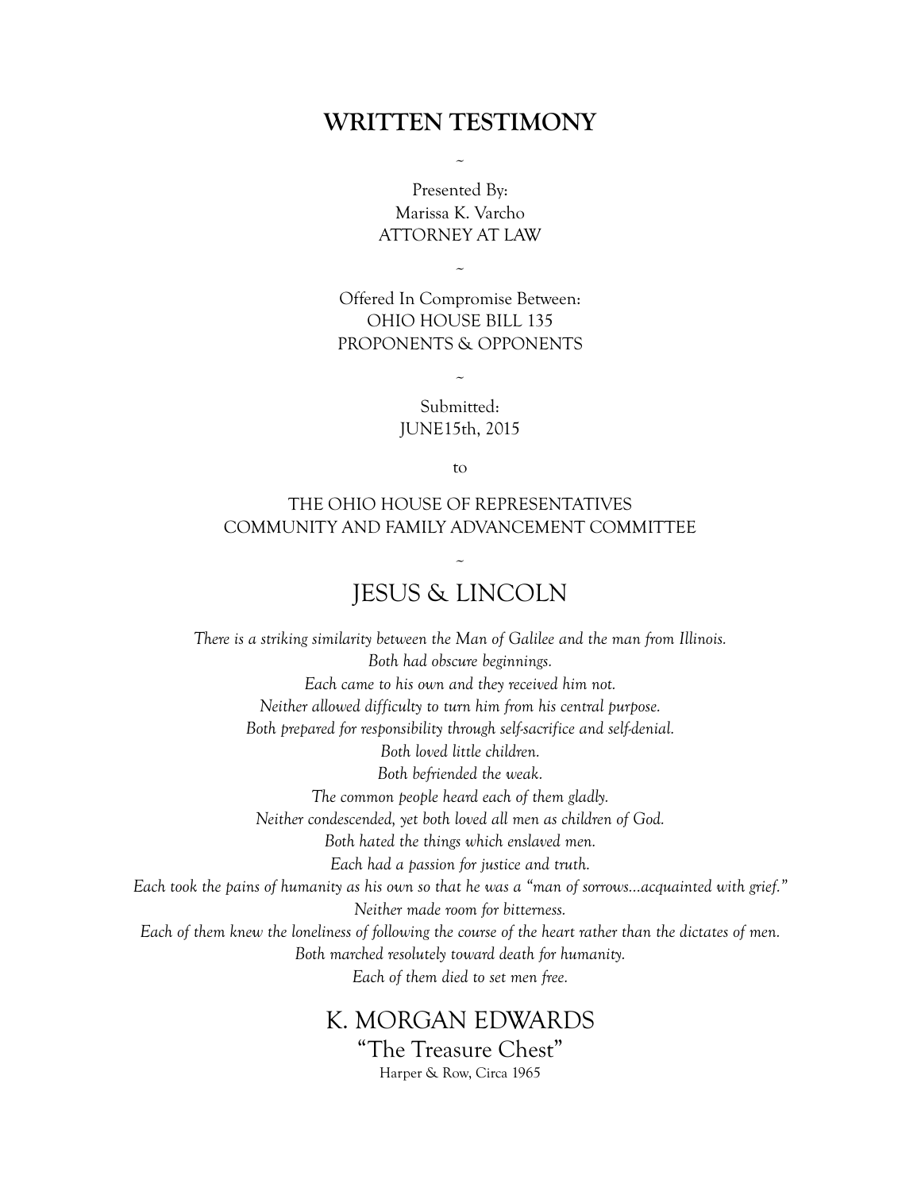# WRITTEN TESTIMONY

~

Presented By:
Marissa K. Varcho
ATTORNEY AT LAW

~

Offered In Compromise Between:
OHIO HOUSE BILL 135
PROPONENTS & OPPONENTS

~

Submitted:
JUNE15th, 2015

to

THE OHIO HOUSE OF REPRESENTATIVES
COMMUNITY AND FAMILY ADVANCEMENT COMMITTEE

~

## JESUS & LINCOLN

*There is a striking similarity between the Man of Galilee and the man from Illinois.*
*Both had obscure beginnings.*
*Each came to his own and they received him not.*
*Neither allowed difficulty to turn him from his central purpose.*
*Both prepared for responsibility through self-sacrifice and self-denial.*
*Both loved little children.*
*Both befriended the weak.*
*The common people heard each of them gladly.*
*Neither condescended, yet both loved all men as children of God.*
*Both hated the things which enslaved men.*
*Each had a passion for justice and truth.*
*Each took the pains of humanity as his own so that he was a "man of sorrows...acquainted with grief."*
*Neither made room for bitterness.*
*Each of them knew the loneliness of following the course of the heart rather than the dictates of men.*
*Both marched resolutely toward death for humanity.*
*Each of them died to set men free.*

K. MORGAN EDWARDS
"The Treasure Chest"
Harper & Row, Circa 1965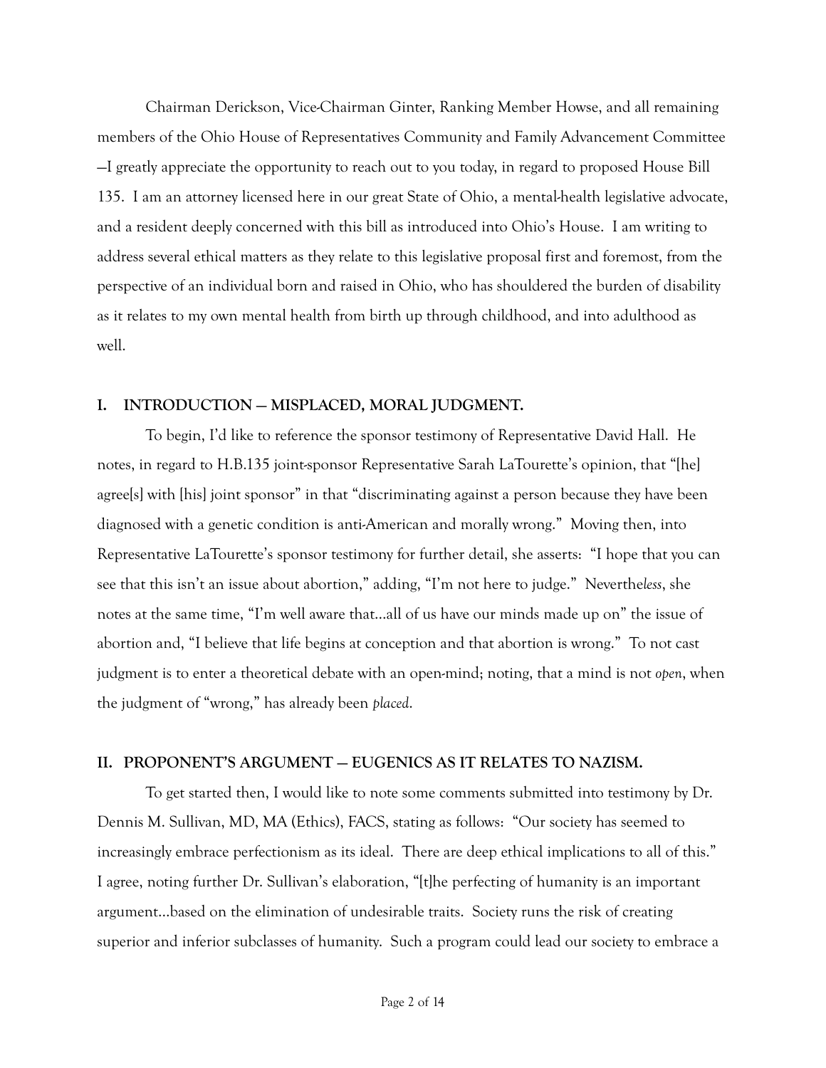Chairman Derickson, Vice-Chairman Ginter, Ranking Member Howse, and all remaining members of the Ohio House of Representatives Community and Family Advancement Committee —I greatly appreciate the opportunity to reach out to you today, in regard to proposed House Bill 135. I am an attorney licensed here in our great State of Ohio, a mental-health legislative advocate, and a resident deeply concerned with this bill as introduced into Ohio's House. I am writing to address several ethical matters as they relate to this legislative proposal first and foremost, from the perspective of an individual born and raised in Ohio, who has shouldered the burden of disability as it relates to my own mental health from birth up through childhood, and into adulthood as well.

## I. INTRODUCTION — MISPLACED, MORAL JUDGMENT.

To begin, I'd like to reference the sponsor testimony of Representative David Hall. He notes, in regard to H.B.135 joint-sponsor Representative Sarah LaTourette's opinion, that "[he] agree[s] with [his] joint sponsor" in that "discriminating against a person because they have been diagnosed with a genetic condition is anti-American and morally wrong." Moving then, into Representative LaTourette's sponsor testimony for further detail, she asserts: "I hope that you can see that this isn't an issue about abortion," adding, "I'm not here to judge." Neverthe*less*, she notes at the same time, "I'm well aware that…all of us have our minds made up on" the issue of abortion and, "I believe that life begins at conception and that abortion is wrong." To not cast judgment is to enter a theoretical debate with an open-mind; noting, that a mind is not *open*, when the judgment of "wrong," has already been *placed*.

## II. PROPONENT'S ARGUMENT — EUGENICS AS IT RELATES TO NAZISM.

To get started then, I would like to note some comments submitted into testimony by Dr. Dennis M. Sullivan, MD, MA (Ethics), FACS, stating as follows: "Our society has seemed to increasingly embrace perfectionism as its ideal. There are deep ethical implications to all of this." I agree, noting further Dr. Sullivan's elaboration, "[t]he perfecting of humanity is an important argument…based on the elimination of undesirable traits. Society runs the risk of creating superior and inferior subclasses of humanity. Such a program could lead our society to embrace a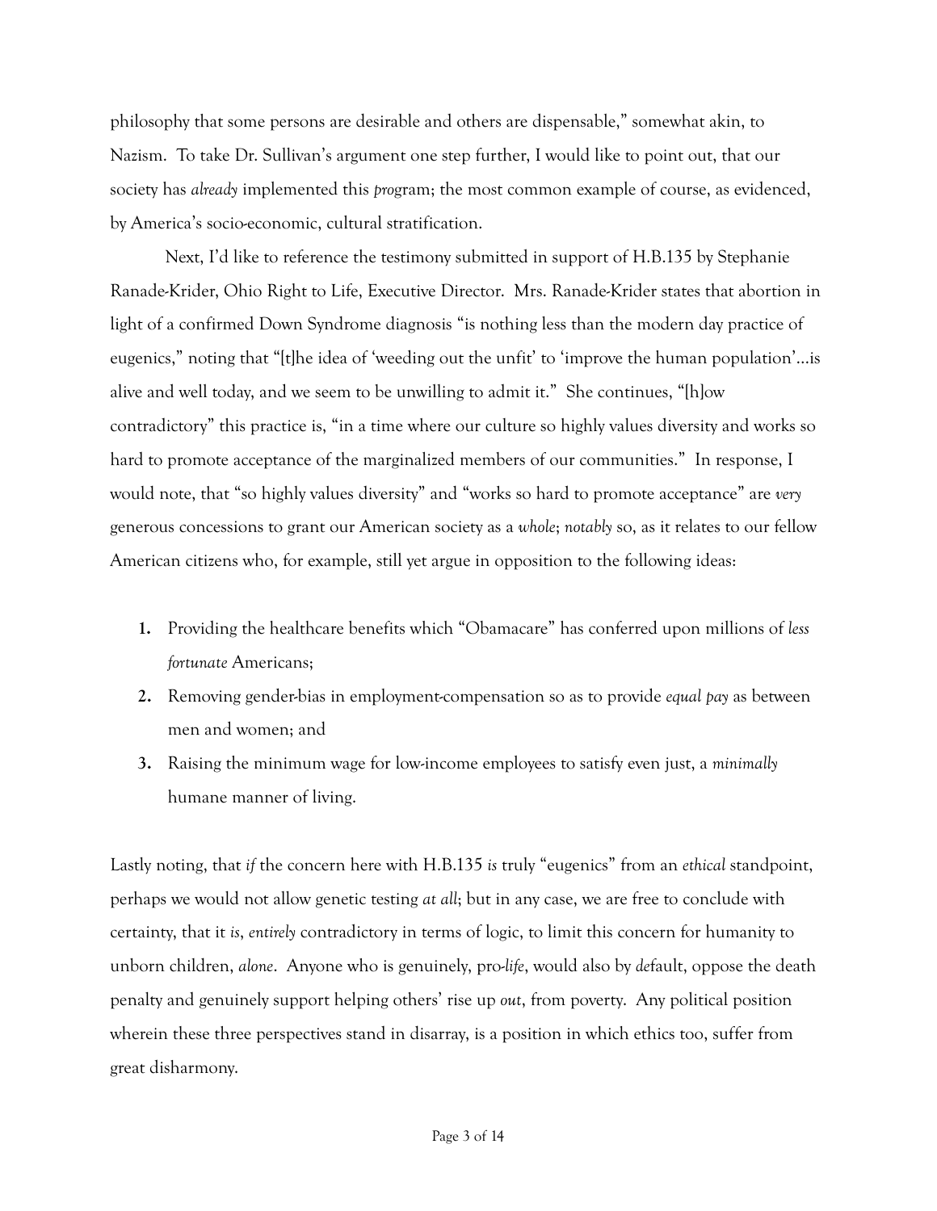philosophy that some persons are desirable and others are dispensable," somewhat akin, to Nazism. To take Dr. Sullivan's argument one step further, I would like to point out, that our society has *already* implemented this *pro*gram; the most common example of course, as evidenced, by America's socio-economic, cultural stratification.

Next, I'd like to reference the testimony submitted in support of H.B.135 by Stephanie Ranade-Krider, Ohio Right to Life, Executive Director. Mrs. Ranade-Krider states that abortion in light of a confirmed Down Syndrome diagnosis "is nothing less than the modern day practice of eugenics," noting that "[t]he idea of 'weeding out the unfit' to 'improve the human population'…is alive and well today, and we seem to be unwilling to admit it." She continues, "[h]ow contradictory" this practice is, "in a time where our culture so highly values diversity and works so hard to promote acceptance of the marginalized members of our communities." In response, I would note, that "so highly values diversity" and "works so hard to promote acceptance" are *very* generous concessions to grant our American society as a *whole*; *notably* so, as it relates to our fellow American citizens who, for example, still yet argue in opposition to the following ideas:

1. Providing the healthcare benefits which "Obamacare" has conferred upon millions of *less fortunate* Americans;
2. Removing gender-bias in employment-compensation so as to provide *equal pay* as between men and women; and
3. Raising the minimum wage for low-income employees to satisfy even just, a *minimally* humane manner of living.

Lastly noting, that *if* the concern here with H.B.135 *is* truly "eugenics" from an *ethical* standpoint, perhaps we would not allow genetic testing *at all*; but in any case, we are free to conclude with certainty, that it *is*, *entirely* contradictory in terms of logic, to limit this concern for humanity to unborn children, *alone*. Anyone who is genuinely, pro-*life*, would also by *de*fault, oppose the death penalty and genuinely support helping others' rise up *out*, from poverty. Any political position wherein these three perspectives stand in disarray, is a position in which ethics too, suffer from great disharmony.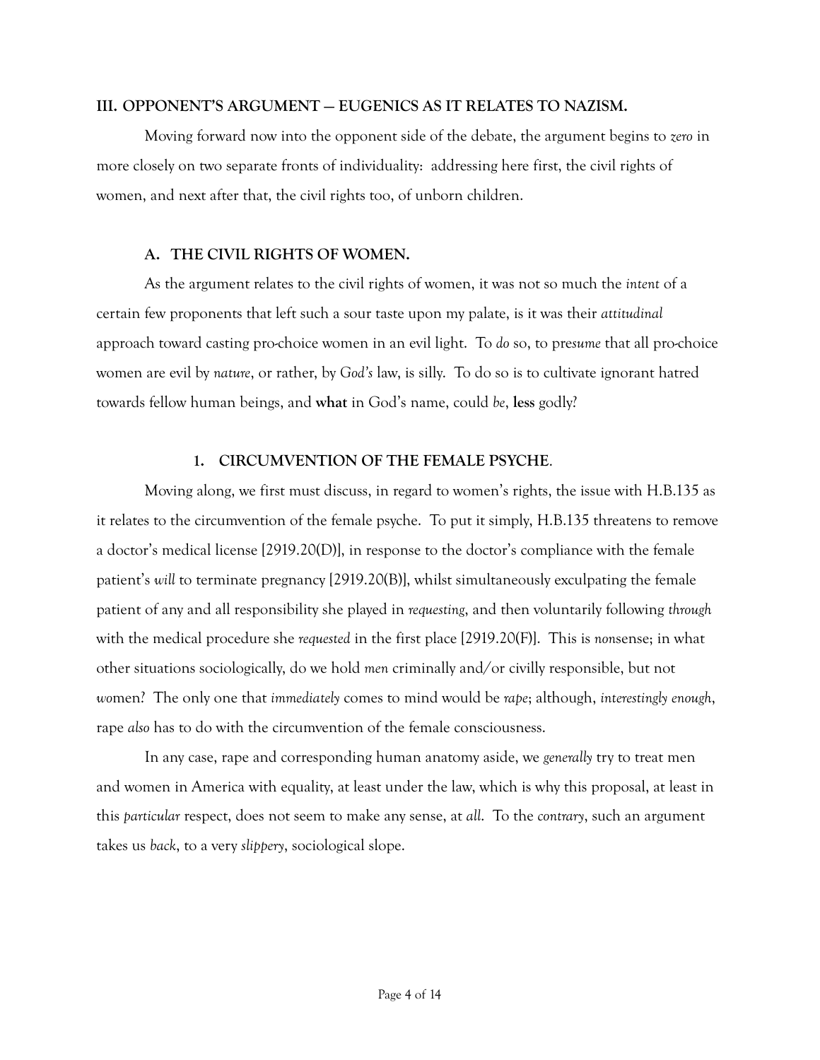## III. OPPONENT'S ARGUMENT — EUGENICS AS IT RELATES TO NAZISM.

Moving forward now into the opponent side of the debate, the argument begins to *zero* in more closely on two separate fronts of individuality: addressing here first, the civil rights of women, and next after that, the civil rights too, of unborn children.

### A. THE CIVIL RIGHTS OF WOMEN.

As the argument relates to the civil rights of women, it was not so much the *intent* of a certain few proponents that left such a sour taste upon my palate, is it was their *attitudinal* approach toward casting pro-choice women in an evil light. To *do* so, to pre*sume* that all pro-choice women are evil by *nature*, or rather, by *God's* law, is silly. To do so is to cultivate ignorant hatred towards fellow human beings, and **what** in God's name, could *be*, **less** godly?

#### 1. CIRCUMVENTION OF THE FEMALE PSYCHE.

Moving along, we first must discuss, in regard to women's rights, the issue with H.B.135 as it relates to the circumvention of the female psyche. To put it simply, H.B.135 threatens to remove a doctor's medical license [2919.20(D)], in response to the doctor's compliance with the female patient's *will* to terminate pregnancy [2919.20(B)], whilst simultaneously exculpating the female patient of any and all responsibility she played in *requesting*, and then voluntarily following *through* with the medical procedure she *requested* in the first place [2919.20(F)]. This is *non*sense; in what other situations sociologically, do we hold *men* criminally and/or civilly responsible, but not *wo*men? The only one that *immediately* comes to mind would be *rape*; although, *interestingly enough*, rape *also* has to do with the circumvention of the female consciousness.

In any case, rape and corresponding human anatomy aside, we *generally* try to treat men and women in America with equality, at least under the law, which is why this proposal, at least in this *particular* respect, does not seem to make any sense, at *all*. To the *contrary*, such an argument takes us *back*, to a very *slippery*, sociological slope.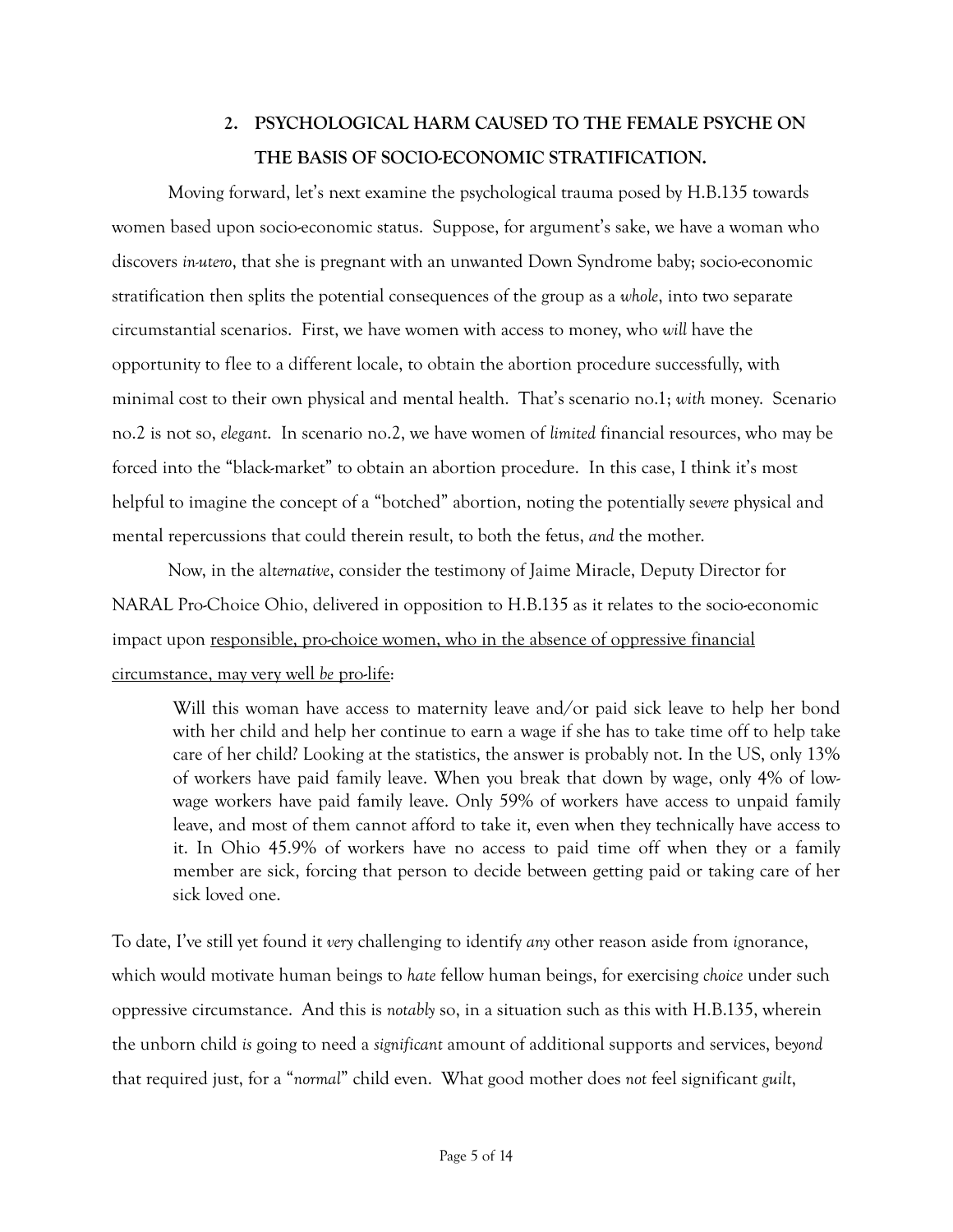## 2. PSYCHOLOGICAL HARM CAUSED TO THE FEMALE PSYCHE ON THE BASIS OF SOCIO-ECONOMIC STRATIFICATION.

Moving forward, let's next examine the psychological trauma posed by H.B.135 towards women based upon socio-economic status. Suppose, for argument's sake, we have a woman who discovers *in-utero*, that she is pregnant with an unwanted Down Syndrome baby; socio-economic stratification then splits the potential consequences of the group as a *whole*, into two separate circumstantial scenarios. First, we have women with access to money, who *will* have the opportunity to flee to a different locale, to obtain the abortion procedure successfully, with minimal cost to their own physical and mental health. That's scenario no.1; *with* money. Scenario no.2 is not so, *elegant*. In scenario no.2, we have women of *limited* financial resources, who may be forced into the "black-market" to obtain an abortion procedure. In this case, I think it's most helpful to imagine the concept of a "botched" abortion, noting the potentially se*vere* physical and mental repercussions that could therein result, to both the fetus, *and* the mother.

Now, in the al*ternative*, consider the testimony of Jaime Miracle, Deputy Director for NARAL Pro-Choice Ohio, delivered in opposition to H.B.135 as it relates to the socio-economic impact upon <u>responsible, pro-choice women, who in the absence of oppressive financial circumstance, may very well *be* pro-life</u>:

> Will this woman have access to maternity leave and/or paid sick leave to help her bond with her child and help her continue to earn a wage if she has to take time off to help take care of her child? Looking at the statistics, the answer is probably not. In the US, only 13% of workers have paid family leave. When you break that down by wage, only 4% of low-wage workers have paid family leave. Only 59% of workers have access to unpaid family leave, and most of them cannot afford to take it, even when they technically have access to it. In Ohio 45.9% of workers have no access to paid time off when they or a family member are sick, forcing that person to decide between getting paid or taking care of her sick loved one.

To date, I've still yet found it *very* challenging to identify *any* other reason aside from *ig*norance, which would motivate human beings to *hate* fellow human beings, for exercising *choice* under such oppressive circumstance. And this is *notably* so, in a situation such as this with H.B.135, wherein the unborn child *is* going to need a *significant* amount of additional supports and services, be*yond* that required just, for a "*normal*" child even. What good mother does *not* feel significant *guilt*,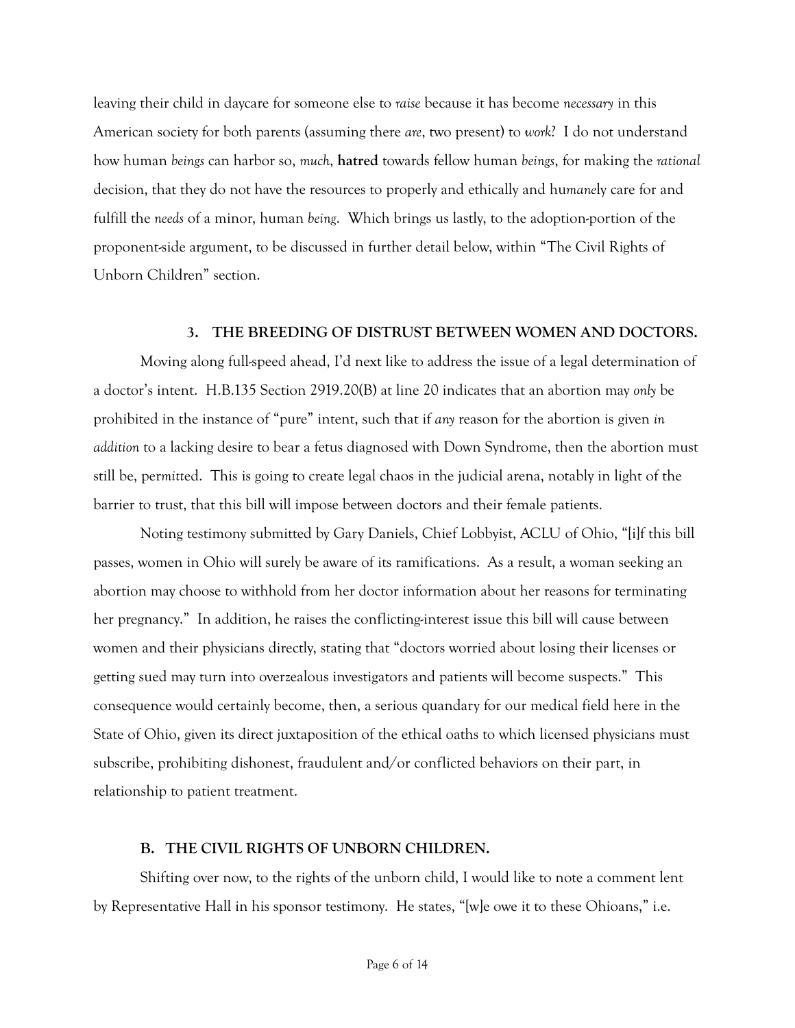leaving their child in daycare for someone else to *raise* because it has become *necessary* in this American society for both parents (assuming there *are*, two present) to *work*? I do not understand how human *beings* can harbor so, *much*, **hatred** towards fellow human *beings*, for making the *rational* decision, that they do not have the resources to properly and ethically and hu*mane*ly care for and fulfill the *needs* of a minor, human *being*. Which brings us lastly, to the adoption-portion of the proponent-side argument, to be discussed in further detail below, within "The Civil Rights of Unborn Children" section.

### 3. THE BREEDING OF DISTRUST BETWEEN WOMEN AND DOCTORS.

Moving along full-speed ahead, I'd next like to address the issue of a legal determination of a doctor's intent. H.B.135 Section 2919.20(B) at line 20 indicates that an abortion may *only* be prohibited in the instance of "pure" intent, such that if *any* reason for the abortion is given *in addition* to a lacking desire to bear a fetus diagnosed with Down Syndrome, then the abortion must still be, per*mitt*ed. This is going to create legal chaos in the judicial arena, notably in light of the barrier to trust, that this bill will impose between doctors and their female patients.

Noting testimony submitted by Gary Daniels, Chief Lobbyist, ACLU of Ohio, "[i]f this bill passes, women in Ohio will surely be aware of its ramifications. As a result, a woman seeking an abortion may choose to withhold from her doctor information about her reasons for terminating her pregnancy." In addition, he raises the conflicting-interest issue this bill will cause between women and their physicians directly, stating that "doctors worried about losing their licenses or getting sued may turn into overzealous investigators and patients will become suspects." This consequence would certainly become, then, a serious quandary for our medical field here in the State of Ohio, given its direct juxtaposition of the ethical oaths to which licensed physicians must subscribe, prohibiting dishonest, fraudulent and/or conflicted behaviors on their part, in relationship to patient treatment.

## B. THE CIVIL RIGHTS OF UNBORN CHILDREN.

Shifting over now, to the rights of the unborn child, I would like to note a comment lent by Representative Hall in his sponsor testimony. He states, "[w]e owe it to these Ohioans," i.e.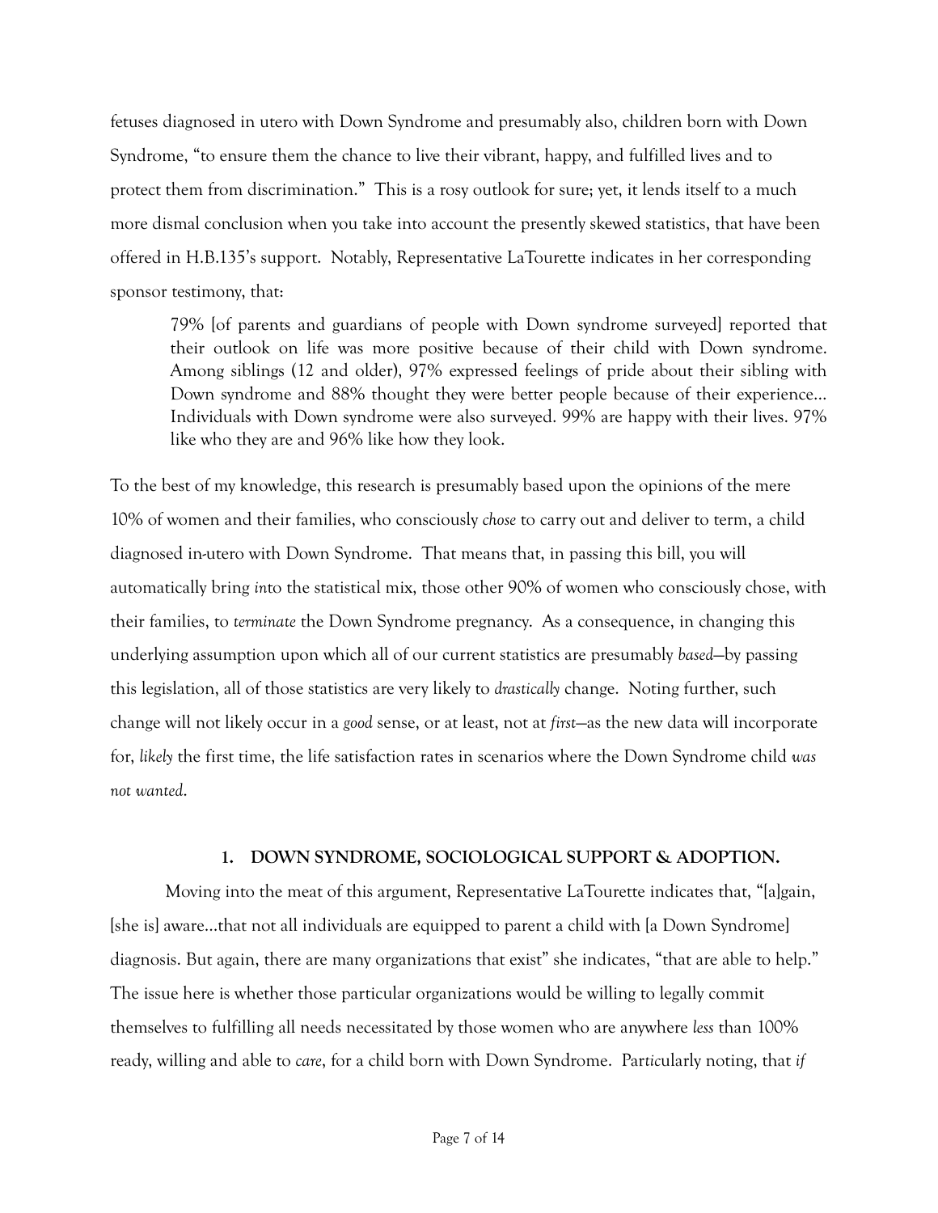fetuses diagnosed in utero with Down Syndrome and presumably also, children born with Down Syndrome, "to ensure them the chance to live their vibrant, happy, and fulfilled lives and to protect them from discrimination." This is a rosy outlook for sure; yet, it lends itself to a much more dismal conclusion when you take into account the presently skewed statistics, that have been offered in H.B.135's support. Notably, Representative LaTourette indicates in her corresponding sponsor testimony, that:

> 79% [of parents and guardians of people with Down syndrome surveyed] reported that their outlook on life was more positive because of their child with Down syndrome. Among siblings (12 and older), 97% expressed feelings of pride about their sibling with Down syndrome and 88% thought they were better people because of their experience… Individuals with Down syndrome were also surveyed. 99% are happy with their lives. 97% like who they are and 96% like how they look.

To the best of my knowledge, this research is presumably based upon the opinions of the mere 10% of women and their families, who consciously *chose* to carry out and deliver to term, a child diagnosed in-utero with Down Syndrome. That means that, in passing this bill, you will automatically bring *in*to the statistical mix, those other 90% of women who consciously chose, with their families, to *terminate* the Down Syndrome pregnancy. As a consequence, in changing this underlying assumption upon which all of our current statistics are presumably *based*—by passing this legislation, all of those statistics are very likely to *drastically* change. Noting further, such change will not likely occur in a *good* sense, or at least, not at *first*—as the new data will incorporate for, *likely* the first time, the life satisfaction rates in scenarios where the Down Syndrome child *was not wanted*.

### 1. DOWN SYNDROME, SOCIOLOGICAL SUPPORT & ADOPTION.

Moving into the meat of this argument, Representative LaTourette indicates that, "[a]gain, [she is] aware…that not all individuals are equipped to parent a child with [a Down Syndrome] diagnosis. But again, there are many organizations that exist" she indicates, "that are able to help." The issue here is whether those particular organizations would be willing to legally commit themselves to fulfilling all needs necessitated by those women who are anywhere *less* than 100% ready, willing and able to *care*, for a child born with Down Syndrome. Particularly noting, that *if*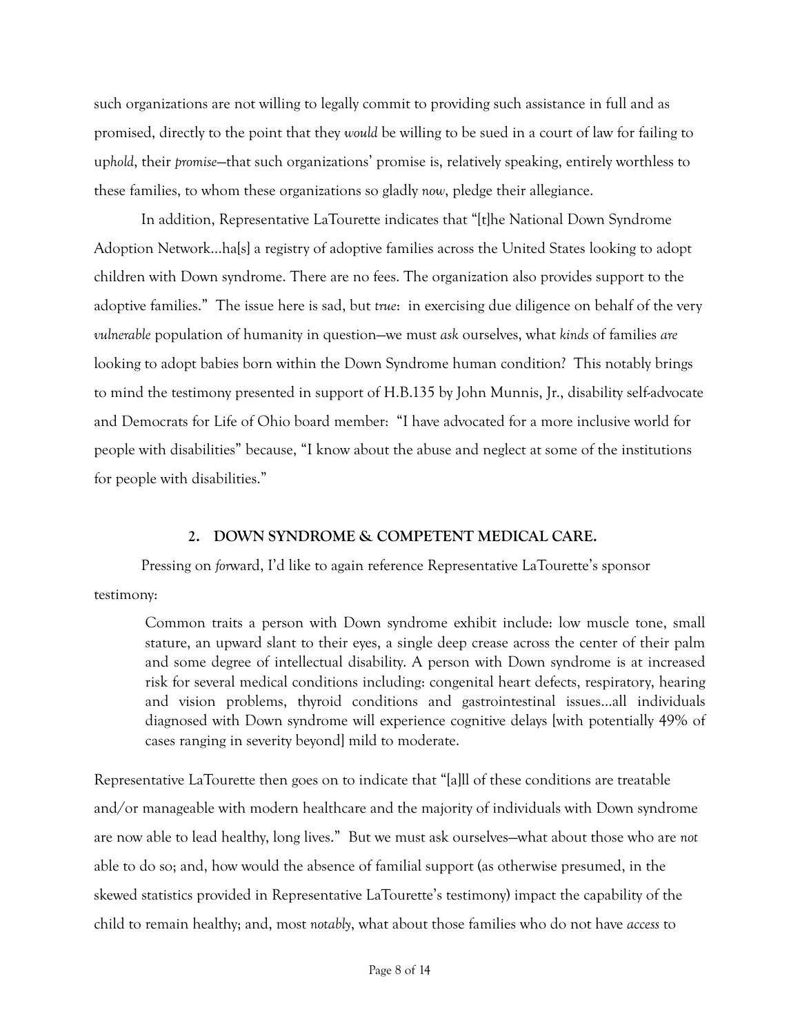such organizations are not willing to legally commit to providing such assistance in full and as promised, directly to the point that they *would* be willing to be sued in a court of law for failing to up*hold*, their *promise*—that such organizations' promise is, relatively speaking, entirely worthless to these families, to whom these organizations so gladly *now*, pledge their allegiance.

In addition, Representative LaTourette indicates that "[t]he National Down Syndrome Adoption Network…ha[s] a registry of adoptive families across the United States looking to adopt children with Down syndrome. There are no fees. The organization also provides support to the adoptive families." The issue here is sad, but *true*: in exercising due diligence on behalf of the very *vulnerable* population of humanity in question—we must *ask* ourselves, what *kinds* of families *are* looking to adopt babies born within the Down Syndrome human condition? This notably brings to mind the testimony presented in support of H.B.135 by John Munnis, Jr., disability self-advocate and Democrats for Life of Ohio board member: "I have advocated for a more inclusive world for people with disabilities" because, "I know about the abuse and neglect at some of the institutions for people with disabilities."

## 2. DOWN SYNDROME & COMPETENT MEDICAL CARE.

Pressing on *for*ward, I'd like to again reference Representative LaTourette's sponsor testimony:

> Common traits a person with Down syndrome exhibit include: low muscle tone, small stature, an upward slant to their eyes, a single deep crease across the center of their palm and some degree of intellectual disability. A person with Down syndrome is at increased risk for several medical conditions including: congenital heart defects, respiratory, hearing and vision problems, thyroid conditions and gastrointestinal issues…all individuals diagnosed with Down syndrome will experience cognitive delays [with potentially 49% of cases ranging in severity beyond] mild to moderate.

Representative LaTourette then goes on to indicate that "[a]ll of these conditions are treatable and/or manageable with modern healthcare and the majority of individuals with Down syndrome are now able to lead healthy, long lives." But we must ask ourselves—what about those who are *not* able to do so; and, how would the absence of familial support (as otherwise presumed, in the skewed statistics provided in Representative LaTourette's testimony) impact the capability of the child to remain healthy; and, most *notably*, what about those families who do not have *access* to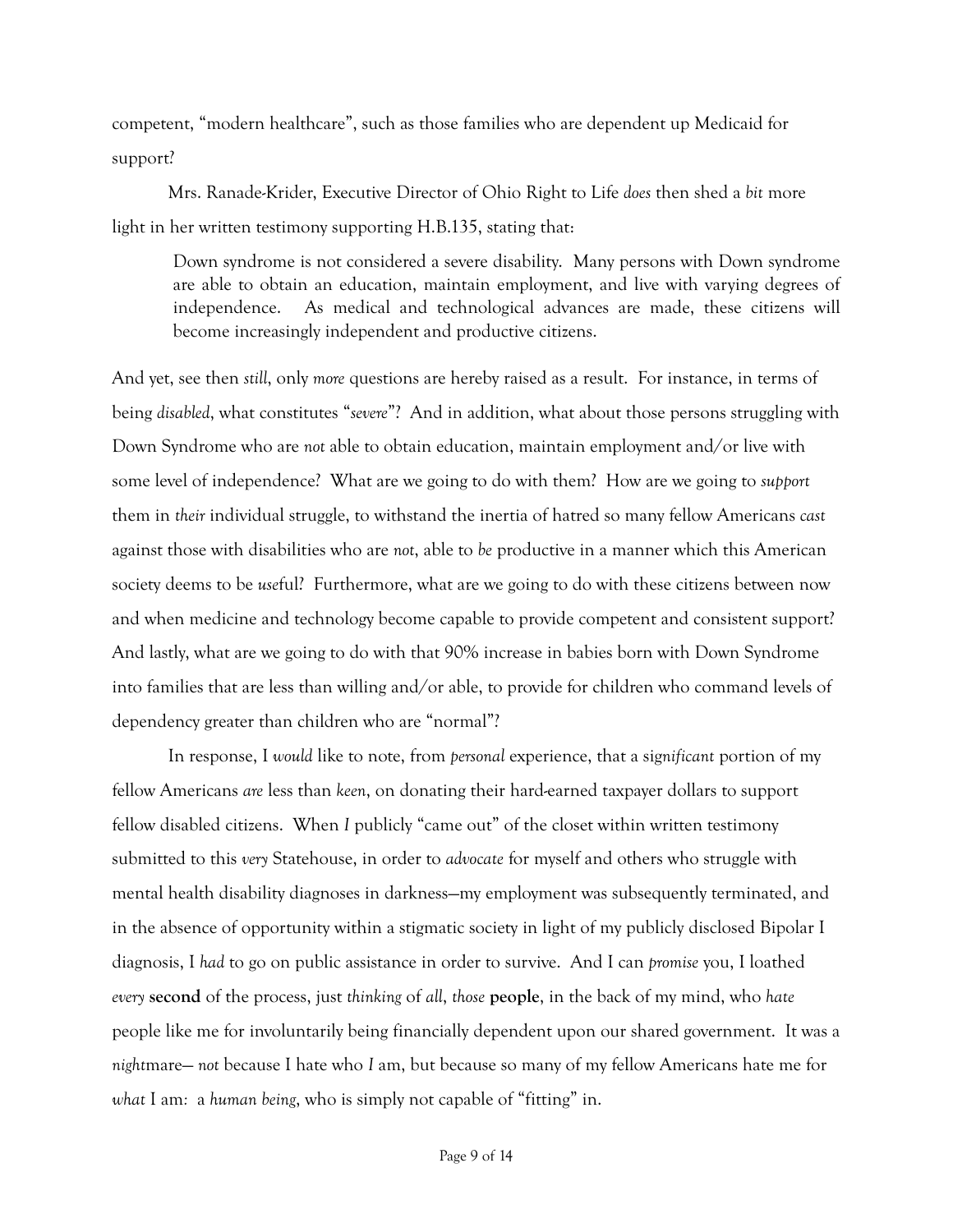competent, "modern healthcare", such as those families who are dependent up Medicaid for support?

Mrs. Ranade-Krider, Executive Director of Ohio Right to Life *does* then shed a *bit* more light in her written testimony supporting H.B.135, stating that:

> Down syndrome is not considered a severe disability. Many persons with Down syndrome are able to obtain an education, maintain employment, and live with varying degrees of independence. As medical and technological advances are made, these citizens will become increasingly independent and productive citizens.

And yet, see then *still*, only *more* questions are hereby raised as a result. For instance, in terms of being *disabled*, what constitutes "*severe*"? And in addition, what about those persons struggling with Down Syndrome who are *not* able to obtain education, maintain employment and/or live with some level of independence? What are we going to do with them? How are we going to *support* them in *their* individual struggle, to withstand the inertia of hatred so many fellow Americans *cast* against those with disabilities who are *not*, able to *be* productive in a manner which this American society deems to be *use*ful? Furthermore, what are we going to do with these citizens between now and when medicine and technology become capable to provide competent and consistent support? And lastly, what are we going to do with that 90% increase in babies born with Down Syndrome into families that are less than willing and/or able, to provide for children who command levels of dependency greater than children who are "normal"?

In response, I *would* like to note, from *personal* experience, that a *significant* portion of my fellow Americans *are* less than *keen*, on donating their hard-earned taxpayer dollars to support fellow disabled citizens. When *I* publicly "came out" of the closet within written testimony submitted to this *very* Statehouse, in order to *advocate* for myself and others who struggle with mental health disability diagnoses in darkness—my employment was subsequently terminated, and in the absence of opportunity within a stigmatic society in light of my publicly disclosed Bipolar I diagnosis, I *had* to go on public assistance in order to survive. And I can *promise* you, I loathed *every* **second** of the process, just *thinking* of *all*, *those* **people**, in the back of my mind, who *hate* people like me for involuntarily being financially dependent upon our shared government. It was a *night*mare— *not* because I hate who *I* am, but because so many of my fellow Americans hate me for *what* I am: a *human being*, who is simply not capable of "fitting" in.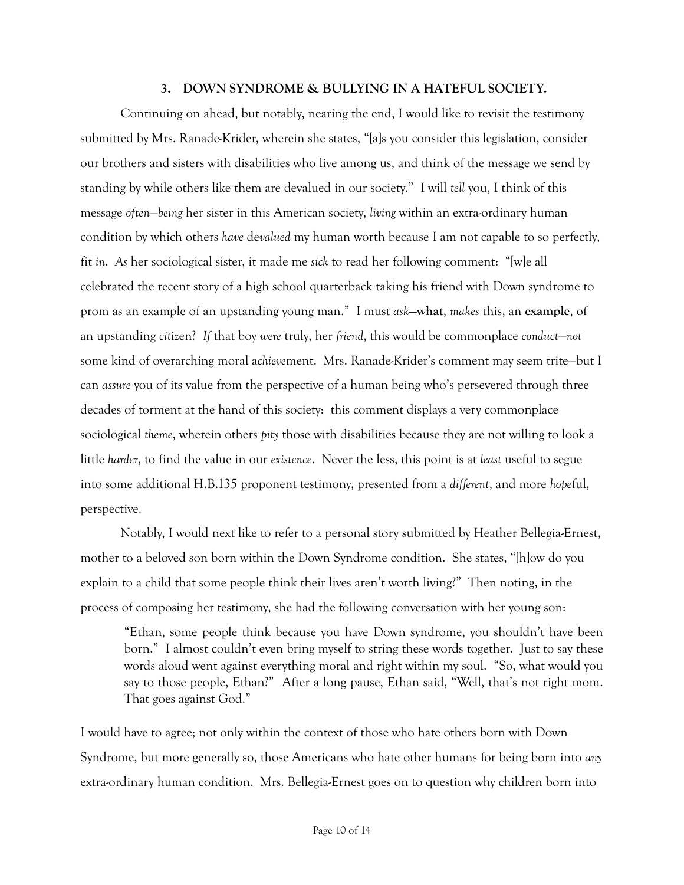## 3. DOWN SYNDROME & BULLYING IN A HATEFUL SOCIETY.

Continuing on ahead, but notably, nearing the end, I would like to revisit the testimony submitted by Mrs. Ranade-Krider, wherein she states, "[a]s you consider this legislation, consider our brothers and sisters with disabilities who live among us, and think of the message we send by standing by while others like them are devalued in our society." I will *tell* you, I think of this message *often—being* her sister in this American society, *living* within an extra-ordinary human condition by which others *have* de*valued* my human worth because I am not capable to so perfectly, fit *in*. *As* her sociological sister, it made me *sick* to read her following comment: "[w]e all celebrated the recent story of a high school quarterback taking his friend with Down syndrome to prom as an example of an upstanding young man." I must *ask*—**what**, *makes* this, an **example**, of an upstanding *citizen*? *If* that boy *were* truly, her *friend*, this would be commonplace *conduct—not* some kind of overarching moral a*chieve*ment. Mrs. Ranade-Krider's comment may seem trite—but I can *assure* you of its value from the perspective of a human being who's persevered through three decades of torment at the hand of this society: this comment displays a very commonplace sociological *theme*, wherein others *pity* those with disabilities because they are not willing to look a little *harder*, to find the value in our *existence*. Never the less, this point is at *least* useful to segue into some additional H.B.135 proponent testimony, presented from a *different*, and more *hope*ful, perspective.

Notably, I would next like to refer to a personal story submitted by Heather Bellegia-Ernest, mother to a beloved son born within the Down Syndrome condition. She states, "[h]ow do you explain to a child that some people think their lives aren't worth living?" Then noting, in the process of composing her testimony, she had the following conversation with her young son:

> "Ethan, some people think because you have Down syndrome, you shouldn't have been born." I almost couldn't even bring myself to string these words together. Just to say these words aloud went against everything moral and right within my soul. "So, what would you say to those people, Ethan?" After a long pause, Ethan said, "Well, that's not right mom. That goes against God."

I would have to agree; not only within the context of those who hate others born with Down Syndrome, but more generally so, those Americans who hate other humans for being born into *any* extra-ordinary human condition. Mrs. Bellegia-Ernest goes on to question why children born into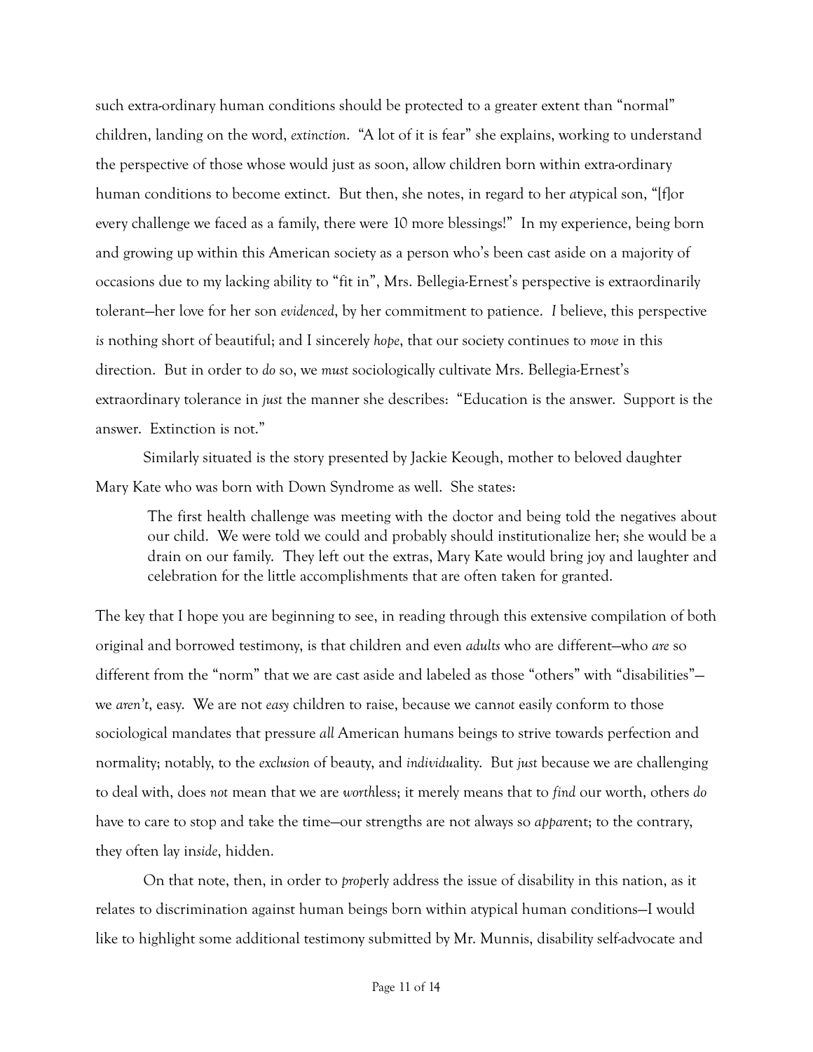such extra-ordinary human conditions should be protected to a greater extent than "normal" children, landing on the word, *extinction*. "A lot of it is fear" she explains, working to understand the perspective of those whose would just as soon, allow children born within extra-ordinary human conditions to become extinct. But then, she notes, in regard to her *a*typical son, "[f]or every challenge we faced as a family, there were 10 more blessings!" In my experience, being born and growing up within this American society as a person who's been cast aside on a majority of occasions due to my lacking ability to "fit in", Mrs. Bellegia-Ernest's perspective is extraordinarily tolerant—her love for her son *evidenced*, by her commitment to patience. *I* believe, this perspective *is* nothing short of beautiful; and I sincerely *hope*, that our society continues to *move* in this direction. But in order to *do* so, we *must* sociologically cultivate Mrs. Bellegia-Ernest's extraordinary tolerance in *just* the manner she describes: "Education is the answer. Support is the answer. Extinction is not."

Similarly situated is the story presented by Jackie Keough, mother to beloved daughter Mary Kate who was born with Down Syndrome as well. She states:

> The first health challenge was meeting with the doctor and being told the negatives about our child. We were told we could and probably should institutionalize her; she would be a drain on our family. They left out the extras, Mary Kate would bring joy and laughter and celebration for the little accomplishments that are often taken for granted.

The key that I hope you are beginning to see, in reading through this extensive compilation of both original and borrowed testimony, is that children and even *adults* who are different—who *are* so different from the "norm" that we are cast aside and labeled as those "others" with "disabilities"—we *aren't*, easy. We are not *easy* children to raise, because we can*not* easily conform to those sociological mandates that pressure *all* American humans beings to strive towards perfection and normality; notably, to the *exclusion* of beauty, and *individu*ality. But *just* because we are challenging to deal with, does *not* mean that we are *worth*less; it merely means that to *find* our worth, others *do* have to care to stop and take the time—our strengths are not always so *appa*rent; to the contrary, they often lay in*side*, hidden.

On that note, then, in order to *prop*erly address the issue of disability in this nation, as it relates to discrimination against human beings born within atypical human conditions—I would like to highlight some additional testimony submitted by Mr. Munnis, disability self-advocate and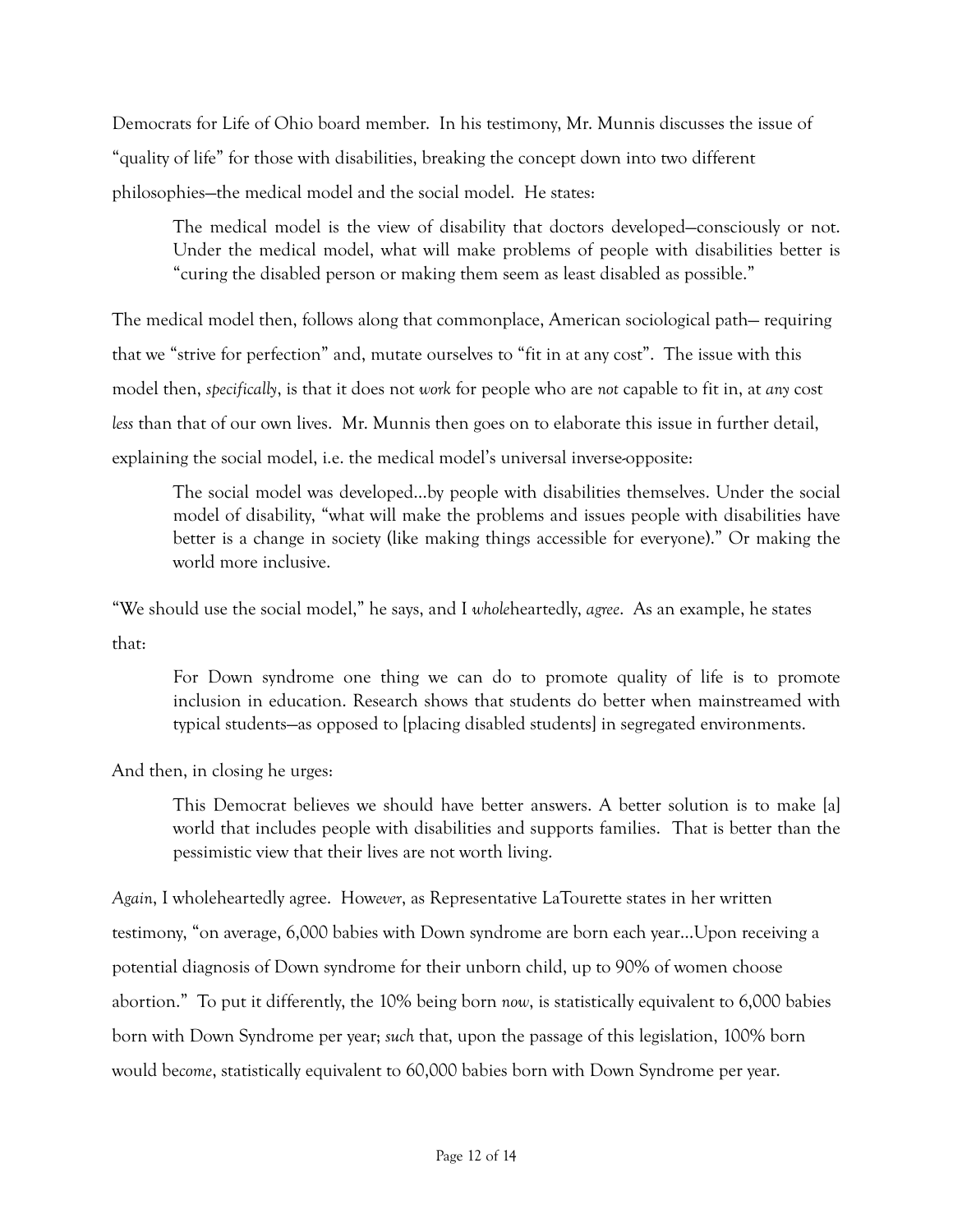Democrats for Life of Ohio board member. In his testimony, Mr. Munnis discusses the issue of "quality of life" for those with disabilities, breaking the concept down into two different philosophies—the medical model and the social model. He states:

> The medical model is the view of disability that doctors developed—consciously or not. Under the medical model, what will make problems of people with disabilities better is "curing the disabled person or making them seem as least disabled as possible."

The medical model then, follows along that commonplace, American sociological path— requiring that we "strive for perfection" and, mutate ourselves to "fit in at any cost". The issue with this model then, *specifically*, is that it does not *work* for people who are *not* capable to fit in, at *any* cost *less* than that of our own lives. Mr. Munnis then goes on to elaborate this issue in further detail, explaining the social model, i.e. the medical model's universal inverse-opposite:

> The social model was developed…by people with disabilities themselves. Under the social model of disability, "what will make the problems and issues people with disabilities have better is a change in society (like making things accessible for everyone)." Or making the world more inclusive.

"We should use the social model," he says, and I *whole*heartedly, *agree*. As an example, he states that:

> For Down syndrome one thing we can do to promote quality of life is to promote inclusion in education. Research shows that students do better when mainstreamed with typical students—as opposed to [placing disabled students] in segregated environments.

And then, in closing he urges:

> This Democrat believes we should have better answers. A better solution is to make [a] world that includes people with disabilities and supports families. That is better than the pessimistic view that their lives are not worth living.

*Again*, I wholeheartedly agree. How*ever*, as Representative LaTourette states in her written testimony, "on average, 6,000 babies with Down syndrome are born each year…Upon receiving a potential diagnosis of Down syndrome for their unborn child, up to 90% of women choose abortion." To put it differently, the 10% being born *now*, is statistically equivalent to 6,000 babies born with Down Syndrome per year; *such* that, upon the passage of this legislation, 100% born would be*come*, statistically equivalent to 60,000 babies born with Down Syndrome per year.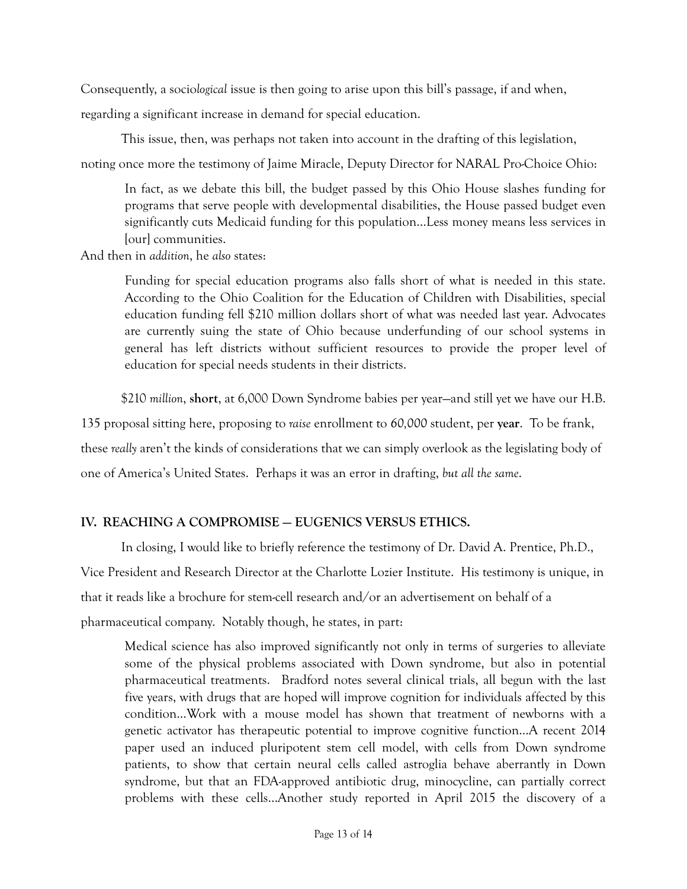Consequently, a socio*logical* issue is then going to arise upon this bill's passage, if and when, regarding a significant increase in demand for special education.

This issue, then, was perhaps not taken into account in the drafting of this legislation, noting once more the testimony of Jaime Miracle, Deputy Director for NARAL Pro-Choice Ohio:

> In fact, as we debate this bill, the budget passed by this Ohio House slashes funding for programs that serve people with developmental disabilities, the House passed budget even significantly cuts Medicaid funding for this population…Less money means less services in [our] communities.

And then in *addition*, he *also* states:

> Funding for special education programs also falls short of what is needed in this state. According to the Ohio Coalition for the Education of Children with Disabilities, special education funding fell $210 million dollars short of what was needed last year. Advocates are currently suing the state of Ohio because underfunding of our school systems in general has left districts without sufficient resources to provide the proper level of education for special needs students in their districts.

$210 *million*, **short**, at 6,000 Down Syndrome babies per year—and still yet we have our H.B. 135 proposal sitting here, proposing to *raise* enrollment to 60,000 student, per **year**. To be frank, these *really* aren't the kinds of considerations that we can simply overlook as the legislating body of one of America's United States. Perhaps it was an error in drafting, *but all the same*.

## IV. REACHING A COMPROMISE — EUGENICS VERSUS ETHICS.

In closing, I would like to briefly reference the testimony of Dr. David A. Prentice, Ph.D., Vice President and Research Director at the Charlotte Lozier Institute. His testimony is unique, in that it reads like a brochure for stem-cell research and/or an advertisement on behalf of a pharmaceutical company. Notably though, he states, in part:

> Medical science has also improved significantly not only in terms of surgeries to alleviate some of the physical problems associated with Down syndrome, but also in potential pharmaceutical treatments. Bradford notes several clinical trials, all begun with the last five years, with drugs that are hoped will improve cognition for individuals affected by this condition…Work with a mouse model has shown that treatment of newborns with a genetic activator has therapeutic potential to improve cognitive function…A recent 2014 paper used an induced pluripotent stem cell model, with cells from Down syndrome patients, to show that certain neural cells called astroglia behave aberrantly in Down syndrome, but that an FDA-approved antibiotic drug, minocycline, can partially correct problems with these cells…Another study reported in April 2015 the discovery of a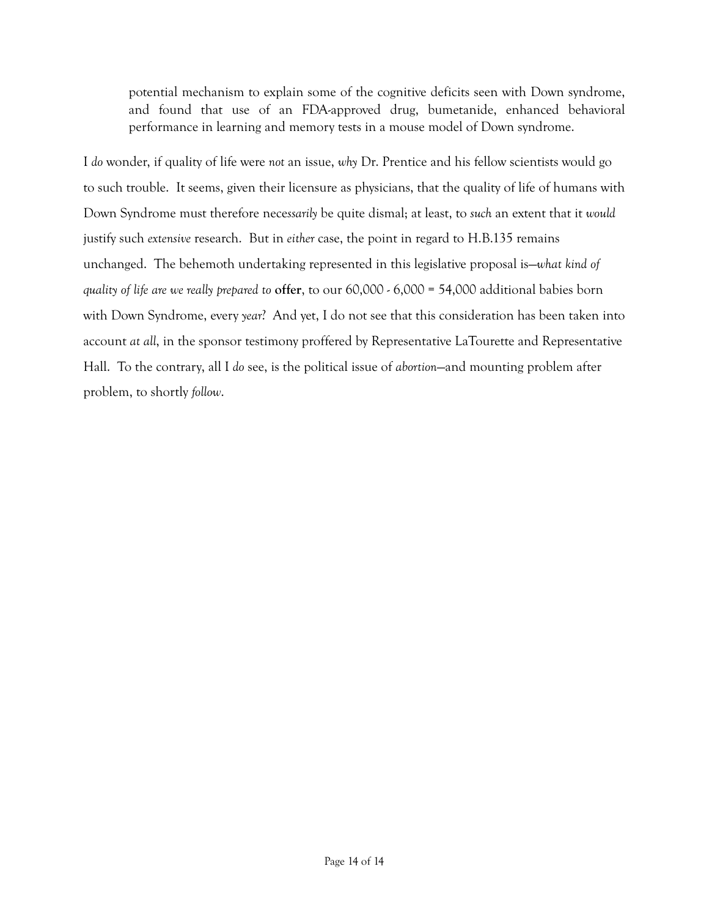> potential mechanism to explain some of the cognitive deficits seen with Down syndrome, and found that use of an FDA-approved drug, bumetanide, enhanced behavioral performance in learning and memory tests in a mouse model of Down syndrome.

I *do* wonder, if quality of life were *not* an issue, *why* Dr. Prentice and his fellow scientists would go to such trouble. It seems, given their licensure as physicians, that the quality of life of humans with Down Syndrome must therefore nece*ssarily* be quite dismal; at least, to *such* an extent that it *would* justify such *extensive* research. But in *either* case, the point in regard to H.B.135 remains unchanged. The behemoth undertaking represented in this legislative proposal is—*what kind of quality of life are we really prepared to* **offer**, to our 60,000 - 6,000 = 54,000 additional babies born with Down Syndrome, every *year*? And yet, I do not see that this consideration has been taken into account *at all*, in the sponsor testimony proffered by Representative LaTourette and Representative Hall. To the contrary, all I *do* see, is the political issue of *abortion*—and mounting problem after problem, to shortly *follow*.